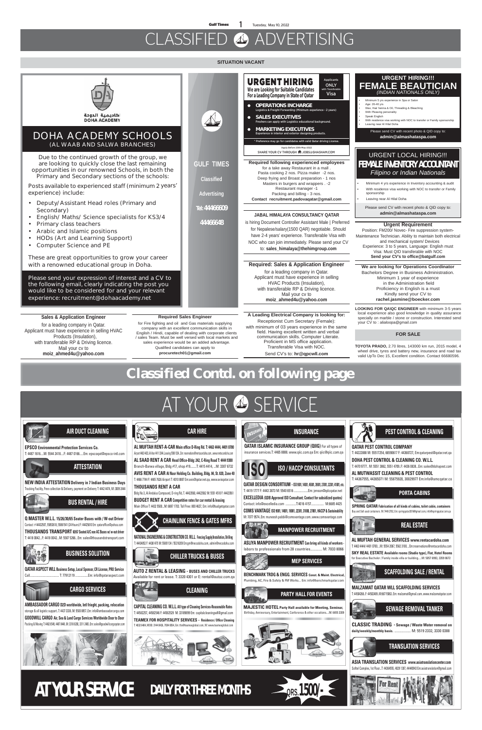# CLASSIFIED ADVERTISING

## SITUATION VACANT

كاديمية الدوحة
DOHA ACADEMY

## DOHA ACADEMY SCHOOLS
(AL WAAB AND SALWA BRANCHES)

Due to the continued growth of the group, we are looking to quickly close the last remaining opportunities in our renowned Schools, in both the Primary and Secondary sections of the schools:

Posts available to experienced staff (minimum 2 years' experience) include:

- Deputy/Assistant Head roles (Primary and Secondary)
- English/ Maths/ Science specialists for KS3/4
- Primary class teachers
- Arabic and Islamic positions
- HODs (Art and Learning Support)
- Computer Science and PE

These are great opportunities to grow your career with a renowned educational group in Doha.

Please send your expression of interest and a CV to the following email, clearly indicating the post you would like to be considered for and your relevant experience: recruitment@dohaacademy.net

GULF TIMES
Classified
Advertising
Tel: 44466609
44466648

## URGENT HIRING
Applicants ONLY with Transferable Visa

We are Looking for Suitable Candidates For a Leading Company in State of Qatar

- **OPERATIONS INCHARGE** Logistics & Freight Forwarding (Minimum experience - 2 years)
- **SALES EXECUTIVES** Freshers can apply with Logistics educational background.
- **MARKETING EXECUTIVES** Experience in interior and exterior designing products.

* Preference may go for candidates with valid Qatar driving License.

Apply Before 20th-May-2022
SHARE YOUR CV THROUGH JOBS@GHASHAM.COM

**Required following experienced employees**
for a take away Restaurant in a mall .
Pasta cooking 2 nos. Pizza maker -2 nos.
Deep frying and Broast preparation - 1 nos
Masters in burgers and wrappers . -2
Restaurant manager -1
Packing and billing - 3 nos.
**Contact recruitment.padovaqatar@gmail.com**

**JABAL HIMALAYA CONSULTANCY QATAR**
is hiring Document Controller Assistant Male | Preferred for Nepalese/salary(1500 QAR) negotiable. Should have 2-4 years' experience. Transferable Visa with NOC who can join immediately. Please send your CV to: **sales_himalaya@thehimgroup.com**

**Required: Sales & Application Engineer**
for a leading company in Qatar.
Applicant must have experience in selling HVAC Products (Insulation),
with transferable RP & Driving licence.
Mail your cv to
**moiz_ahmed4u@yahoo.com**

## URGENT HIRING!!! FEMALE BEAUTICIAN
*(INDIAN NATIONALS ONLY)*

- Minimum 5 yrs experience in Spa or Salon
- Age: 26-40 yrs
- Wax, Hair henna & Oil, Threading & Bleaching
- With Pleasing personality
- Speak English
- With residence visa working with NOC to transfer or Family sponsorship
- Leaving near Al Hilal Doha

Please send CV with recent photo & QID copy to:
**admin@almashataspa.com**

## URGENT LOCAL HIRING!!! FEMALE INVENTORY ACCOUNTANT
*Filipino or Indian Nationals*

- Minimum 4 yrs experience in Inventory accounting & audit
- With residence visa working with NOC to transfer or Family sponsorship
- Leaving near Al Hilal Doha

Please send CV with recent photo & QID copy to:
**admin@almashataspa.com**

**Urgent Requirement**
Position: FM200/ Novec- Fire suppression system- Maintenance Technician. Ability to maintain both electrical and mechanical system/ Devices
Experience: 3 to 5 years, Language: English must
Visa: Must QID transferable with NOC
**Send your CV's to office@batgulf.com**

**We are looking for Operations Coordinator**
Bachelors Degree in Business Administration.
Minimum 1 year of experience
in the Administration field
Proficiency in English is a must
Kindly send your CV to
**rachel.jasmine@boecker.com**

**Sales & Application Engineer**
for a leading company in Qatar.
Applicant must have experience in selling HVAC Products (Insulation),
with transferable RP & Driving licence.
Mail your cv to
**moiz_ahmed4u@yahoo.com**

**Required Sales Engineer**
for Fire fighting and oil and Gas materials supplying company with an excellent communication skills in English / Hindi, capable of dealing with corporate clients / sales Team. Must be well versed with local markets and sales experience would be an added advantage.
Qualified candidates can apply to
**procuretech01@gmail.com**

**A Leading Electrical Company is looking for:**
Receptionist Cum Secretary (Female):
with minimum of 03 years experience in the same field. Having excellent written and verbal communication skills. Computer Literate. Proficient in MS office application. Transferable Visa with NOC.
Send CV's to: **hr@qpcwll.com**

**LOOKING FOR QAIQC ENGINEER** with minimum 3-5 years local experience also good knowledge in quality assurance specially on marble / stone or construction. Interested send your CV to : alialoopa@gmail.com

## FOR SALE

**TOYOTA PRADO,** 2.70 litres, 143000 km run, 2015 model, 4 wheel drive, tyres and battery new, insurance and road tax valid UpTo Dec 15, Excellent condition. Contact 66680596.

# Classified Contd. on following page

# AT YOUR SERVICE

### AIR DUCT CLEANING
**EPSCO Environmental Protection Services Co.**
T: 4487 1616....M: 5544 2418....F: 4487 0166.....Em: epscoqat@epsco-intl.com

### ATTESTATION
**NEW INDIA ATTESTATION Delivery in 7 Indian Business Days**
Tracking Facility, Free collection & Delivery, payment on Delivery T: 4442 4474, M: 3809 2444

### BUS RENTAL / HIRE
**Q MASTER W.L.L. 15/26/30/65 Seater Buses with / W-out Driver**
Contact: # 44412507, 55853618, 55861541 (24 Hours) F: 44425610 Em: qataroffice@yahoo.com
**THOUSANDS TRANSPORT 60/67 Seated A/C non AC Buses w/ w-out driver**
T: 4418 0042....F: 4418 0042...M: 5587 5266...Em: sales@thousandstransport.com

### BUSINESS SOLUTION
**QATAR ASPECT WLL Business Setup, Local Sponsor, CR License, PRO Service**
Call.................................T: 77912119..............Em: info@qataraspect.com

### CARGO SERVICES
**AMBASSADOR CARGO D2D worldwide, Intl frieght, packing, relocation**
storage & all logistic support..T: 4437 3338, M: 5500 8857..Em: info@ambassadorcargo.com
**GOODWILL CARGO Air, Sea & Land Cargo Services Worldwide Door to Door**
Packing & Moving T: 4462 6549, 4467 0446 ,M: 3318 8200, 3311 2400..Em: sales@goodwillcargoqatar.com

### CAR HIRE
**AL MUFTAH RENT-A-CAR Main office D-Ring Rd. T: 4463 4444, 4401 0700**
Airport 4463 4433, Al khor 4411 3344, Leasing 5566 0334..Em: reservations@rentacardoha.com...www.rentacardoha.com
**AL SAAD RENT A CAR Head Office-Bldg: 242, C-Ring Road T: 4444 9300**
Branch-Barwa village, Bldg #17, shop #19.......T: 4415 4414, ...M: 3307 6732
**AVIS RENT A CAR Al Nasr Holding Co. Building, Bldg. 94, St. 820, Zone 40**
T: 4466 7744 F: 4465 7626 Airport T: 4010 8887 Em:avis@qatar.net.qa, www.avisqatar.com
**THOUSANDS RENT A CAR**
Bldg No.3, Al Andalus Compound, D-ring Rd. T: 44432560, 44423562 M: 5551 4510 F: 44423561
**BUDGET RENT A CAR Competitive rates for car rental & leasing**
Main Office T: 4432 5500...M: 6697 1703. Toll Free: 800 4627, Em: info@budgetqatar.com

### CHAINLINK FENCE & GATES MFRS
**NATIONAL ENGINEERING & CONSTRUCTION CO. W.L.L. Fencing Supply/Installation, Drilling**
T: 44434052 F: 44361475 M: 55881134 / 55218209 Em:qa@necodoha.com, admin@necodoha.com

### CHILLER TRUCKS & BUSES
**AUTO Z RENTAL & LEASING - BUSES AND CHILLER TRUCKS**
Available for rent or lease. T: 3320 4301 or E: rental@autoz.com.qa

### CLEANING
**CAPITAL CLEANING CO. W.L.L. All type of Cleaning Services-Reasonable Rates**
T: 44582257, 44582546 F: 44582529 M: 33189899 Em: capitalcleaningwll@gmail.com
**TEAMEX FOR HOSPITALITY SERVICES - Residence / Office Cleaning**
T: 4032 6484, M/DB: 3144 8426, 7004 6854, Em: tfhs@teamexglobal.com, W: www.teamexglobal.com

### INSURANCE
**QATAR ISLAMIC INSURANCE GROUP (QIIG)** For all types of insurance services.T: 4465 8888. www.qiic.com.qa Em: qiic@qiic.com.qa

### ISO / HACCP CONSULTANTS
**QATAR DESIGN CONSORTIUM - ISO 9001, 14001, 45001, 39001, 27001, 22301, 41001, etc.**
T: 4419 1777 F: 4443 3873 M: 5540 6516 ................Em: jenson@qdcqatar.net
**EXCELLEDIA (QDB Approved ISO Consultant; Contact for subsidized quotes)**
Contact: info@excelledia.com ............T:4016 4157................ M:6685 4425
**COMS VANTAGE ISO 9001, 14001, 18001, 22301, 31000, 27001, HACCP & Sustainability**
M: 7077 9574, Em: muneesh.pabbi@comsvantage.com..www.comsvantage.com

### MANPOWER RECRUITMENT
**ASLIYA MANPOWER RECRUITMENT Can bring all kinds of workers -**
labors to professionals from 28 countries............ M: 7033 8066

### MEP SERVICES
**BENCHMARK TRDG & ENGG. SERVICES Const. & Maint. Electrical,**
Plumbing, AC, Fire & Safety & FM Works... Em: info@benchmarkqatar.com

### PARTY HALL FOR EVENTS
**MAJESTIC HOTEL Party Hall available for Meeting, Seminar,**
Birthday, Anniversary, Entertainment, Conference & other occasions....M: 6655 3309

### PEST CONTROL & CLEANING
**QATAR PEST CONTROL COMPANY**
T: 44222888 M: 55517254, 66590617 F: 44368727, Em:qatarpest@qatar.net.qa
**DOHA PEST CONTROL & CLEANING CO. W.L.L.**
T: 4470 9777... M: 5551 3862, 5551 4709..F: 4436 0836...Em: sales@dohapest.com
**AL MUTWASSIT CLEANING & PEST CONTROL**
T: 44367555, 44365071 M: 55879520, 30029977 Em:info@amcqatar.co

### PORTA CABINS
**SPRING QATAR Fabrication of all kinds of cabins, toilet cabin, containers**
Buy and Sell used containers. M: 7449 2702, Em: springqatar2019@gmail.com, info@springqatar.com.qa

### REAL ESTATE
**AL MUFTAH GENERAL SERVICES www.rentacardoha.com**
T: 4463 4444 / 4401 0700....M: 5554 2067, 5582 3100....Em:reservations@rentacardoha.com
**SKY REAL ESTATE Available rooms (Studio type), Flat, Hotel Rooms**
for Executive Bachelor / Family inside villa or building.....M: 5057 6993, 3359 8672

### SCAFFOLDING SALE / RENTAL
**MALZAMAT QATAR WLL SCAFFOLDING SERVICES**
T: 44504266..F: 44502409..M:66715863..Em: malzamat@gmail.com..www.malzamatqatar.com

### SEWAGE REMOVAL TANKER
**CLASSIC TRADING - Sewage / Waste Water removal on daily/weekly/monthly basis.** ................ M: 5519 2332, 3330 0388

### TRANSLATION SERVICES
**ASIA TRANSLATION SERVICES www.asiatranslationcenter.com**
Sofitel Complex, 1st Floor...T: 44364555, 4029 1307, 44440943 Em:asiatranslation@gmail.com

# AT YOUR SERVICE DAILY FOR THREE MONTHS QRS. 1500/-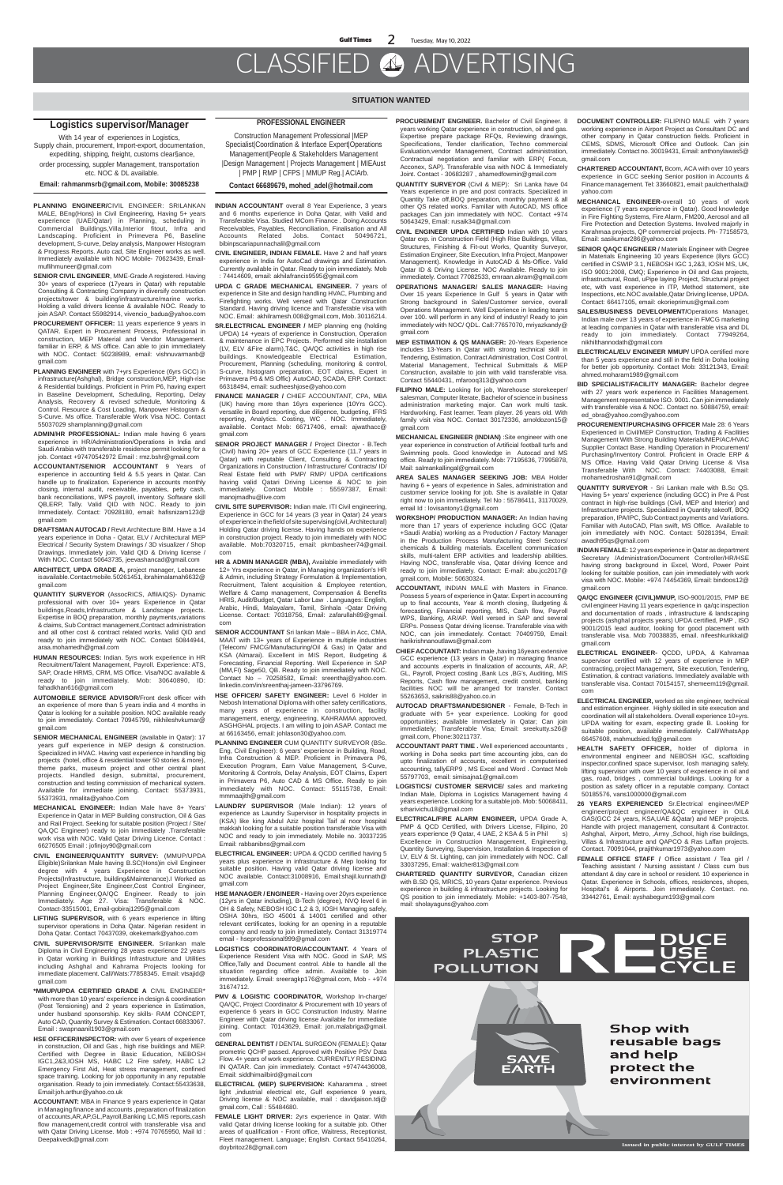# CLASSIFIED ADVERTISING

## SITUATION WANTED

### Logistics supervisor/Manager

With 14 year of experiences in Logistics, Supply chain, procurement, Import-export, documentation, expediting, shipping, freight, customs clear§ance, order processing, suppler Management, transportation etc. NOC & DL available.

**Email: rahmanmsrb@gmail.com, Mobile: 30085238**

**PLANNING ENGINEER/**CIVIL ENGINEER: SRILANKAN MALE, BEng(Hons) in Civil Engineering, Having 5+ years experience (UAE/Qatar) in Planning, scheduling in Commercial Buildings,Villa,Interior fitout, Infra and Landscaping. Proficient in Primevera P6, Baseline development, S-curve, Delay analysis, Manpower Histogram & Progress Reports. Auto cad, Site Engineer works as well. Immediately available with NOC Mobile- 70623439, Email-mufihmuneer@gmail.com

**SENIOR CIVIL ENGINEER**, MME-Grade A registered. Having 30+ years of experience (17years in Qatar) with reputable Consulting & Contracting Company in diversify construction projects/tower & building/infrastructure/marine works. Holding a valid drivers license & available NOC. Ready to join ASAP. Contact 55982914, vincento_badua@yahoo.com

**PROCUREMENT OFFICER:** 11 years experience 9 years in QATAR. Expert in Procurement Process, Professional in construction, MEP Material and Vendor Management. familiar in ERP, & MS office. Can able to join immediately with NOC. Contact: 50238989, email: vishnuvarmanb@gmail.com

**PLANNING ENGINEER** with 7+yrs Experience (6yrs GCC) in infrastructure(Ashghal), Bridge construction,MEP, High-rise & Residential buildings. Proficient in Prim P6, having expert in Baseline Development, Scheduling, Reporting, Delay Analysis, Recovery & revised schedule, Monitoring & Control. Resource & Cost Loading, Manpower Histogram & S-Curve. Ms office. Transferable Work Visa NOC. Contact 55037029 shamplanning@gmail.com

**ADMIN/HR PROFESSIONAL:** Indian male having 6 years experience in HR/Administration/Operations in India and Saudi Arabia with transferable residence permit looking for a job. Contact +97470542972 Email : rmz.bshr@gmail.com

**ACCOUNTANT/SENIOR ACCOUNTANT** 9 Years of experience in accounting field & 5.5 years in Qatar. Can handle up to finalization. Experience in accounts monthly closing, internal audit, receivable, payables, petty cash, bank reconciliations, WPS payroll, inventory. Software skill QB,ERP, Tally. Valid QID with NOC. Ready to join Immediately. Contact: 70928180, email: hafisnizam123@gmail.com

**DRAFTSMAN AUTOCAD /** Revit Architecture BIM. Have a 14 years experience in Doha - Qatar, ELV / Architectural MEP Electrical / Security System Drawings / 3D visualizer / Shop Drawings. Immediately join. Valid QID & Driving license / With NOC. Contact 50643735, jeevashancad@gmail.com

**ARCHITECT, UPDA GRADE A,** project manager, Lebanese is available.Contact mobile.50261451,ibrahimalamah6632@gmail.com

**QUANTITY SURVEYOR** (AssocRICS, AffilAIQS)- Dynamic professional with over 10+ years Experience in Qatar buildings,Roads,Infrastructure & Landscape projects. Expertise in BOQ preparation, monthly payments,variations & claims, Sub Contract management,Contract administration and all other cost & contract related works. Valid QID and ready to join immediately with NOC. Contact 50844944, araa.mohamedh@gmail.com

**HUMAN RESOURCES:** Indian. 5yrs work experience in HR Recruitment/Talent Management, Payroll. Experience: ATS, SAP, Oracle HRMS, CRM, MS Office. Visa/NOC available & ready to join immediately. Mob: 30640890, ID: fahadkhan616@gmail.com

**AUTOMOBILE SERVICE ADVISOR/**Front desk officer with an experience of more than 5 years india and 4 months in Qatar is looking for a suitable position. NOC available ready to join immediately. Contact 70945799, nikhileshvkumar@gmail.com

**SENIOR MECHANICAL ENGINEER** (available in Qatar): 17 years gulf experience in MEP design & construction. Specialized in HVAC. Having vast experience in handling big projects (hotel, office & residential tower 50 stories & more), theme parks, museum project and other central plant projects. Handled design, submittal, procurement, construction and testing commission of mechanical system. Available for immediate joining. Contact: 55373931, 55373931, nmalita@yahoo.com

**MECHANICAL ENGINEER:** Indian Male have 8+ Years' Experience in Qatar in MEP Building construction, Oil & Gas and Rail Project. Seeking for suitable position (Project / Site/ QA,QC Engineer) ready to join immediately .Transferable work visa with NOC. Valid Qatar Driving Licence. Contact : 66276505 Email : jofinjoy90@gmail.com

**CIVIL ENGINEER/QUANTITY SURVEY:** (MMUP/UPDA Eligible)Srilankan Male having B.SC(Hons)in civil Engineer degree with 4 years Experience in Construction Projects(Infrastructure, building&Maintenance).I Worked as Project Engineer,Site Engineer,Cost Control Engineer, Planning Engineer,QA/QC Engineer. Ready to join Immediately. Age 27. Visa: Transferable & NOC. Contact-33515001, Email-gobiraj1295@gmail.com

**LIFTING SUPERVISOR,** with 6 years experience in lifting supervisor operations in Doha Qatar. Nigerian resident in Doha Qatar. Contact 70437039, okekemark@yahoo.com

**CIVIL SUPERVISOR/SITE ENGINEER.** Srilankan male Diploma in Civil Engineering 28 years experience 22 years in Qatar working in Buildings Infrastructure and Utilities including Ashghal and Kahrama Projects looking for immediate placement. Call/Wats:77858345. Email: vtsajid@gmail.com

**\*MMUP/UPDA CERTIFIED GRADE A** CIVIL ENGINEER\* with more than 10 years' experience in design & coordination (Post Tensioning) and 2 years experience in Estimation, under husband sponsorship. Key skills- RAM CONCEPT, Auto CAD, Quantity Survey & Estimation. Contact 66833067. Email : swapnaanil1903@gmail.com

**HSE OFFICER/INSPECTOR:** with over 5 years of experience in construction, Oil and Gas , high rise buildings and MEP. Certified with Degree in Basic Education, NEBOSH IGC1,2&3,IOSH MS, HABC L2 Fire safety, HABC L2 Emergency First Aid, Heat stress management, confined space training. Looking for job opportunity in any reputable organisation. Ready to join immediately. Contact:55433638, Email:joh.arthur@yahoo.co.uk

**ACCOUNTANT:** MBA in Finance 9 years experience in Qatar in Managing finance and accounts ,preparation of finalization of accounts,AR,AP,GL,Payroll,Banking LC,MIS reports,cash flow management,credit control with transferable visa and with Qatar Driving License. Mob : +974 70765950, Mail Id : Deepakvedk@gmail.com

### PROFESSIONAL ENGINEER

Construction Management Professional |MEP Specialist|Coordination & Interface Expert|Operations Management|People & Stakeholders Management |Design Management | Projects Management | MIEAust | PMP | RMP | CFPS | MMUP Reg.| ACIArb.

**Contact 66689679, mohed_adel@hotmail.com**

**INDIAN ACCOUNTANT** overall 8 Year Experience, 3 years and 6 months experience in Doha Qatar, with Valid and Transferable Visa. Studied MCom Finance . Doing Accounts Receivables, Payables, Reconciliation, Finalisation and All Accounts Related Jobs. Contact 50496721, bibinpscariapunnachalil@gmail.com

**CIVIL ENGINEER, INDIAN FEMALE.** Have 2 and half years experience in India for AutoCad drawings and Estimation. Currently available in Qatar. Ready to join immediately. Mob : 74414609, email: akhilafrancis9595@gmail.com

**UPDA C GRADE MECHANICAL ENGINEER.** 7 years of experience in Site and design handling HVAC, Plumbing and Firefighting works. Well versed with Qatar Construction Standard. Having driving licence and Transferable visa with NOC. Email: akhilramesh.008@gmail.com, Mob. 30116214.

**SR.ELECTRICAL ENGINEER /** MEP planning eng (holding UPDA) 14 +years of experience in Construction, Operation & maintenance in EPC Projects. Performed site installations (LV, ELV &Fire alarm),T&C, QA/QC activities in high rise buildings. Knowledgeable Electrical Estimation, Procurement, Planning (scheduling, monitoring & control, S-curve, histogram preparation. EOT claims, Expert in Primavera P6 & MS Office) AutoCAD, SCADA, ERP. Contact: 66318494, email: sudheeshjose@yahoo.com

**FINANCE MANAGER /** CHIEF ACCOUNTANT, CPA, MBA (UK) having more than 16yrs experience (10Yrs GCC). versatile in Board reporting, due diligence, budgeting, IFRS reporting, Analytics. Costing, WC . NOC. Immediately, available. Contact Mob: 66717406, email: ajwathacc@gmail.com

**SENIOR PROJECT MANAGER /** Project Director - B.Tech (Civil) having 20+ years of GCC Experience (11.7 years in Qatar) with reputable Client, Consulting & Contracting Organizations in Construction / Infrastructure/ Contracts/ ID/ Real Estate field with PMP/ RMP/ UPDA certifications having valid Qatari Driving License & NOC to join immediately. Contact Mobile : 55597387, Email: manojmadhu@live.com

**CIVIL SITE SUPERVISOR:** Indian male. ITI Civil engineering, Experience in GCC for 14 years (3 year Qatar) 24 years of experience in the field of site supervising(civil, Architectural) Holding Qatar driving license. Having hands on experience in construction project. Ready to join immediately with NOC available. Mob:70320715, email: pkmbasheer74@gmail.com

**HR & ADMIN MANAGER (MBA),** Available immediately with 12+ Yrs experience in Qatar, in Managing organization's HR & Admin, including Strategy Formulation & Implementation, Recruitment, Talent acquisition & Employee retention, Welfare & Camp management, Compensation & Benefits HRIS, Audit/Budget, Qatar Labor Law . Languages: English, Arabic, Hindi, Malayalam, Tamil, Sinhala -Qatar Driving License. Contact: 70318756, Email: zafarullah89@gmail.com

**SENIOR ACCOUNTANT** Sri lankan Male – BBA in Acc, CMA, MAAT with 13+ years of Experience in multiple industries (Telecom/ FMCG/Manufacturing/Oil & Gas) in Qatar and KSA (Almarai). Excellent in MIS Report, Budgeting & Forecasting, Financial Reporting. Well Experience in SAP (MM,FI) Sage50, QB. Ready to join immediately with NOC. Contact No – 70258582, Email: sreenthaj@yahoo.com. linkedin.com/in/sreenthaj-jameen-33796769.

**HSE OFFICER/ SAFETY ENGINEER:** Level 6 Holder in Nebosh International Diploma with other safety certifications, many years of experience in construction, facility management, energy, engineering, KAHRAMAA approved, ASGHGHAL projects. I am willing to join ASAP. Contact me at 66163456, email: johlason30@yahoo.com.

**PLANNING ENGINEER** CUM QUANTITY SURVEYOR (BSc. Eng, Civil Engineer): 6 years' experience in Building, Road, Infra Construction & MEP. Proficient in Primavera P6, Execution Program, Earn Value Management, S-Curve, Monitoring & Controls, Delay Analysis, EOT Claims. Expert in Primavera P6, Auto CAD & MS Office. Ready to join immediately with NOC. Contact: 55115738, Email: mmmaajith@gmail.com

**LAUNDRY SUPERVISOR** (Male Indian): 12 years of experience as Laundry Supervisor in hospitality projects in (KSA) like king Abdul Aziz hospital Taif at noor hospital makkah looking for a suitable position transferable Visa with NOC and ready to join immediately. Mobile no. 30337235 Email: rabbanibns@gmail.com

**ELECTRICAL ENGINEER:** UPDA & QCDD certified having 5 years plus experience in infrastructure & Mep looking for suitable position. Having valid Qatar driving license and NOC available. Contact:31008916, Email:shajil.kunnath@gmail.com

**HSE MANAGER / ENGINEER -** Having over 20yrs experience (12yrs in Qatar including), B-Tech (degree), NVQ level 6 in OH & Safety, NEBOSH IGC 1,2 & 3, IOSH Managing safely, OSHA 30hrs, ISO 45001 & 14001 certified and other relevant certificates, looking for an opening in a reputable company and ready to join immediately. Contact 31319774 email - hseprofessional999@gmail.com

**LOGISTICS COORDINATOR/ACCOUNTANT.** 4 Years of Experience Resident Visa with NOC. Good in SAP, MS Office,Tally and Document control. Able to handle all the situation regarding office admin. Available to Join immediately. Email: sreeragkp176@gmail.com, Mob - +974 31674712.

**PMV & LOGISTIC COORDINATOR,** Workshop In-charge/ QA/QC, Project Coordinator & Procurement with 10 years of experience 6 years in GCC Construction Industry. Marine Engineer with Qatar driving license Available for immediate joining. Contact: 70143629, Email: joe.malabriga@gmail.com

**GENERAL DENTIST /** DENTAL SURGEON (FEMALE): Qatar prometric QCHP passed. Approved with Positive PSV Data Flow. 4+ years of work experience. CURRENTLY RESIDING IN QATAR. Can join immediately. Contact +97474436008, Email: siddhimailbird@gmail.com

**ELECTRICAL (MEP) SUPERVISION:** Kaharamma , street light ,industrial electrical etc, Gulf experience 9 years, Driving license & NOC available, mail : davidjaison.tdj@gmail.com, Call : 55484680.

**FEMALE LIGHT DRIVER:** 2yrs experience in Qatar. With valid Qatar driving license looking for a suitable job. Other areas of qualification - Front office, Waitress, Receptionist, Fleet management. Language; English. Contact 55410264, doybritoz28@gmail.com

**PROCUREMENT ENGINEER.** Bachelor of Civil Engineer. 8 years working Qatar experience in construction, oil and gas. Expertise prepare package RFQs, Reviewing drawings, Specifications, Tender clarification, Techno commercial Evaluation,vendor Management, Contract administration, Contractual negotiation and familiar with ERP( Focus, Acconex, SAP). Transferable visa with NOC & Immediately Joint. Contact - 30683287 , ahamedfowmin@gmail.com

**QUANTITY SURVEYOR** (Civil & MEP): Sri Lanka have 04 Years experience in pre and post contracts. Specialized in Quantity Take off,BOQ preparation, monthly payment & all other QS related works. Familiar with AutoCAD, MS office packages Can join immediately with NOC. Contact +974 50643429, Email: rusaik34@gmail.com

**CIVIL ENGINEER UPDA CERTIFIED** Indian with 10 years Qatar exp. in Construction Field (High Rise Buildings, Villas, Structures, Finishing & Fit-out Works, Quantity Surveyor, Estimation Engineer, Site Execution, Infra Project, Manpower Management). Knowledge in AutoCAD & Ms-Office. Valid Qatar ID & Driving License. NOC Available. Ready to join immediately. Contact 77082533, emraan.akram@gmail.com

**OPERATIONS MANAGER/ SALES MANAGER:** Having Over 15 years Experience In Gulf 5 years in Qatar with Strong background in Sales/Customer service, overall Operations Management. Well Experience in leading teams over 100. will perform in any kind of industry! Ready to join immediately with NOC/ QDL. Call:77657070, mriyazkandy@gmail.com

**MEP ESTIMATION & QS MANAGER:** 20-Years Experience includes 13-Years in Qatar with strong technical skill in Tendering, Estimation, Contract Administration, Cost Control, Material Management, Technical Submittals & MEP Construction, available to join with valid transferable visa. Contact 55440431, mfarooq313@yahoo.com

**FILIPINO MALE:** Looking for job, Warehouse storekeeper/ salesman ,Computer literate, Bachelor of science in business administration marketing major. Can work multi task. Hardworking. Fast learner. Team player. 26 years old. With family visit visa NOC. Contact 30172336, arnoldozon15@gmail.com

**MECHANICAL ENGINEER (INDIAN)** :Site engineer with one year experience in construction of Artificial football turfs and Swimming pools. Good knowledge in Autocad and MS office. Ready to join immediately. Mob: 77195636, 77995878, Mail: salmankallingal@gmail.com

**AREA SALES MANAGER SEEKING JOB:** MBA Holder having 6 + years of experience in Sales, administration and customer service looking for job. She is available in Qatar right now to join immediately. Tel No : 55786411, 31170029, email Id : lovsantony1@gmail.com

**WORKSHOP PRODUCTION MANAGER:** An Indian having more than 17 years of experience including GCC (Qatar +Saudi Arabia) working as a Production / Factory Manager in the Production Process Manufacturing Steel Sectors/ chemicals & building materials. Excellent communication skills, multi-talent ERP experience and leadership abilities. Having NOC, transferable visa, Qatar driving licence and ready to join immediately. Contact: E-mail: abu.jcc2017@gmail.com, Mobile: 50630324.

**ACCOUNTANT,** INDIAN MALE with Masters in Finance. Possess 5 years of experience in Qatar. Expert in accounting up to final accounts, Year & month closing, Budgeting & forecasting, Financial reporting, MIS, Cash flow, Payroll WPS, Banking, AR/AP. Well versed in SAP and several ERPs. Possess Qatar driving license. Transferable visa with NOC, can join immediately. Contact: 70409759, Email: harikrishnanoutlaws@gmail.com

**CHIEF ACCOUNTANT:** Indian male ,having 16years extensive GCC experience (13 years in Qatar) in managing finance and accounts experts in finalization of accounts, AR, AP, GL, Payroll, Project costing ,Bank Lcs ,BG's, Auditing, MIS Reports, Cash flow management, credit control, banking facilities NOC will be arranged for transfer. Contact 55263653, saikris88@yahoo.co.in

**AUTOCAD DRAFTSMAN/DESIGNER** - Female, B-Tech in graduate with 5+ year experience. Looking for good opportunities; available immediately in Qatar; Can join immediately; Transferable Visa; Email: sreekutty.s26@gmail.com, Phone:30211737.

**ACCOUNTANT PART TIME .** Well experienced accountants , working in Doha seeks part time accounting jobs, can do upto finalization of accounts, excellent in computerised accounting, tallyERP9 , MS Excel and Word . Contact Mob 55797703, email: simisajna1@gmail.com

**LOGISTICS/ CUSTOMER SERVICE/** sales and marketing Indian Male, Diploma in Logistics Management having 4 years experience. Looking for a suitable job. Mob: 50068411, srharivichu18@gmail.com

**ELECTRICAL/FIRE ALARM ENGINEER,** UPDA Grade A, PMP & QCD Certified, with Drivers License, Filipino, 20 years experience (9 Qatar, 4 UAE, 2 KSA & 5 in Phil s) Excellence in Construction Management, Engineering, Quantity Surveying, Supervision, Installation & Inspection of LV, ELV & St. Lighting, can join immediately with NOC. Call 33037295, Email: walcher813@gmail.com

**CHARTERED QUANTITY SURVEYOR,** Canadian citizen with B.SD QS, MRICS; 10 years Qatar experience. Previous experience in building & infrastructure projects. Looking for QS position to join immediately. Mobile: +1403-807-7548, mail: sholayaguns@yahoo.com

**DOCUMENT CONTROLLER:** FILIPINO MALE with 7 years working experience in Airport Project as Consultant DC and other company in Qatar construction fields. Proficient in CEMS, SDMS, Microsoft Office and Outlook. Can join immediately. Contact no. 30019431, Email: anthonylawas5@gmail.com

**CHARTERED ACCOUNTANT,** Bcom, ACA with over 10 years experience in GCC seeking Senior position in Accounts & Finance management. Tel: 33660821, email: paulcherthala@yahoo.com

**MECHANICAL ENGINEER**-overall 10 years of work experience (7 years experience in Qatar). Good knowledge in Fire Fighting Systems, Fire Alarm, FM200, Aerosol and all Fire Protection and Detection Systems. Involved majorly in Karahmaa projects, QP commercial projects. Ph- 77158573, Email: sasikumar286@yahoo.com

**SENIOR QAQC ENGINEER /** Materials Engineer with Degree in Materials Engineering 10 years Experience (8yrs GCC) certified in CSWIP 3.1, NEBOSH IGC 1,2&3, IOSH MS, UK, ISO 9001:2008, CMQ; Experience in Oil and Gas projects, infrastructural, Road, uPipe laying Project, Structural project etc, with vast experience in ITP, Method statement, site Inspections, etc.NOC available,Qatar Driving license, UPDA. Contact: 66417105, email: okorieprimus@gmail.com

**SALES/BUSINESS DEVELOPMENT/**Operations Manager, Indian male over 13 years of experience in FMCG marketing at leading companies in Qatar with transferable visa and DL ready to join immediately. Contact 77949264, nikhilhamnodath@gmail.com

**ELECTRICAL/ELV ENGINEER MMUP/** UPDA certified more than 5 years experience and still in the field in Doha looking for better job opportunity. Contact Mob: 33121343, Email: ahmed.moharam1989@gmail.com

**BID SPECIALIST/FACILITY MANAGER:** Bachelor degree with 27 years work experience in Facilities Management. Management representative ISO. 9001. Can join immediately with transferable visa & NOC. Contact no. 50884759, email: ed_obra@yahoo.com@yahoo.com

**PROCUREMENT/PURCHASING OFFICER** Male 28: 6 Years Experienced in Civil/MEP Construction, Trading & Facilities Management With Strong Building Materials/MEP/AC/HVAC Supplier Contact Base. Handling Operation in Procurement/ Purchasing/Inventory Control. Proficient in Oracle ERP & MS Office. Having Valid Qatar Driving License & Visa Transferable With NOC. Contact: 74403088, Email: mohamedroshan91@gmail.com

**QUANTITY SURVEYOR** - Sri Lankan male with B.Sc QS. Having 5+ years' experience (including GCC) in Pre & Post contract in high-rise buildings (Civil, MEP and Interior) and Infrastructure projects. Specialized in Quantity takeoff, BOQ preparation, IPA/IPC, Sub Contract payments and Variations. Familiar with AutoCAD, Plan swift, MS Office. Available to join immediately with NOC. Contact: 50281394, Email: awadh95qs@gmail.com

**INDIAN FEMALE:** 12 years experience in Qatar as department Secretary /Administration/Document Controller/HR/HSE having strong background in Excel, Word, Power Point looking for suitable position, can join immediately with work visa with NOC. Mobile: +974 74454369, Email: bindoos12@gmail.com

**QA/QC ENGINEER (CIVIL)MMUP,** ISO-9001/2015, PMP BE civil engineer Having 11 years experience in qa/qc inspection and documentation of roads , infrastructure & landscaping projects (ashghal projects years) UPDA certified, PMP , ISO 9001/2015 lead auditor, looking for good placement with transferable visa. Mob 70038835, email. nifeeshkurikkal@gmail.com

**ELECTRICAL ENGINEER-** QCDD, UPDA, & Kahramaa supervisor certified with 12 years of experience in MEP contracting, project Management, Site execution, Tendering, Estimation, & contract variations. Immediately available with transferable visa. Contact 70154157, shemeem119@gmail.com

**ELECTRICAL ENGINEER,** worked as site engineer, technical and estimation engineer. Highly skilled in site execution and coordination will all stakeholders. Overall experience 10+yrs. UPDA waiting for exam, expecting grade B. Looking for suitable position, available immediately. Call/WhatsApp 66457608, mahmudsaed.fq@gmail.com

**HEALTH SAFETY OFFICER,** holder of diploma in environmental engineer and NEBOSH IGC, scaffolding inspector,confined space supervisor, Iosh managing safely, lifting supervisor with over 10 years of experience in oil and gas, road, bridges , commercial buildings. Looking for a position as safety officer in a reputable company. Contact 50185576, vans1000000@gmail.com

**26 YEARS EXPERIENCED** Sr.Electrical engineer/MEP engineer/project engineer/QA&QC engineer in OIL& GAS(GCC 24 years, KSA,UAE &Qatar) and MEP projects. Handle with project management, consultant & Contractor. Ashghal, Airport, Metro, ,Army ,School, high rise buildings, Villas & Infrastructure and QAPCO & Ras Laffan projects. Contact. 70091044, prajithkumar1973@yahoo.com

**FEMALE OFFICE STAFF /** Office assistant / Tea girl / Teaching assistant / Nursing assistant / Class cum bus attendant & day care in school or resident. 10 experience in Qatar. Experience in Schools, offices, residences, shopes, Hospital's & Airports. Join immediately. Contact. no. 33442761, Email: ayshabegum193@gmail.com

STOP PLASTIC POLLUTION

REDUCE REUSE RECYCLE

SAVE EARTH

Shop with reusable bags and help protect the environment

Issued in public interest by GULF TIMES